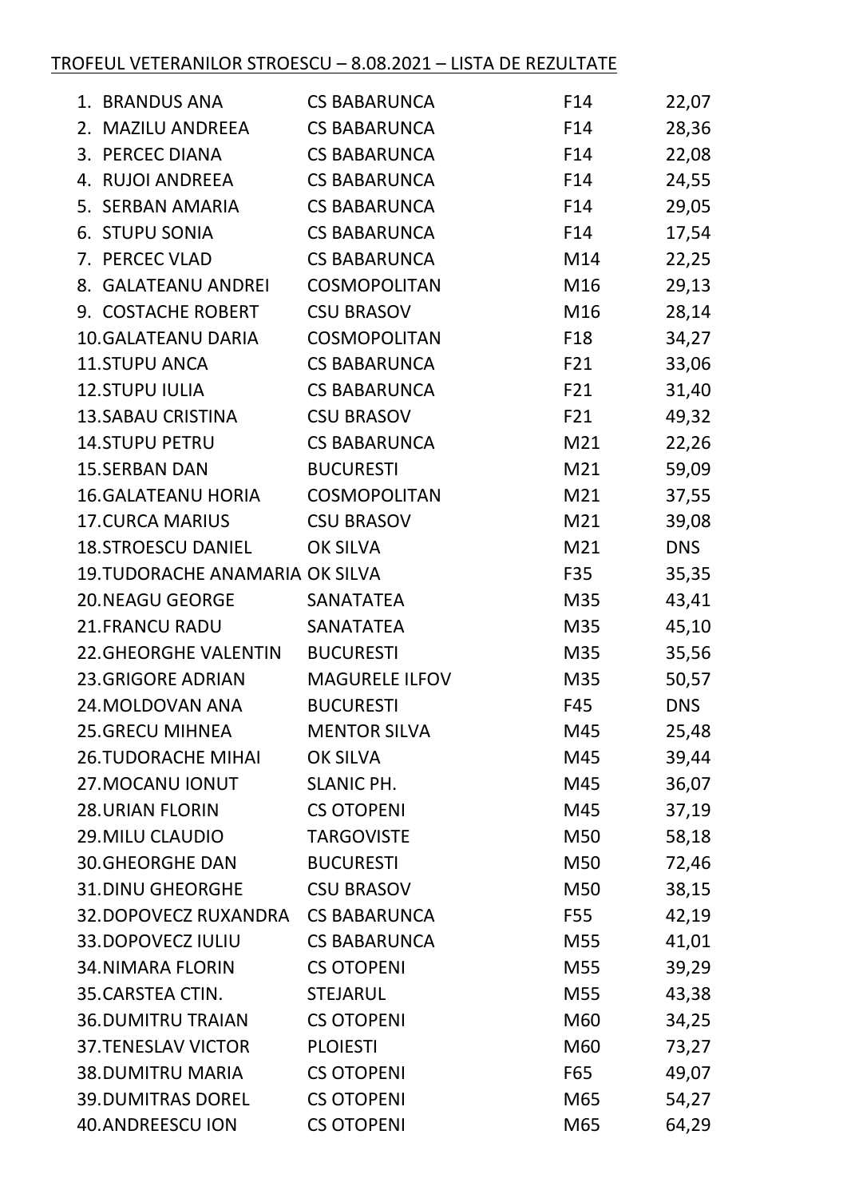TROFEUL VETERANILOR STROESCU – 8.08.2021 – LISTA DE REZULTATE

| Nr. | Nume | Club | Categorie | Rezultat |
|---|---|---|---|---|
| 1. | BRANDUS ANA | CS BABARUNCA | F14 | 22,07 |
| 2. | MAZILU ANDREEA | CS BABARUNCA | F14 | 28,36 |
| 3. | PERCEC DIANA | CS BABARUNCA | F14 | 22,08 |
| 4. | RUJOI ANDREEA | CS BABARUNCA | F14 | 24,55 |
| 5. | SERBAN AMARIA | CS BABARUNCA | F14 | 29,05 |
| 6. | STUPU SONIA | CS BABARUNCA | F14 | 17,54 |
| 7. | PERCEC VLAD | CS BABARUNCA | M14 | 22,25 |
| 8. | GALATEANU ANDREI | COSMOPOLITAN | M16 | 29,13 |
| 9. | COSTACHE ROBERT | CSU BRASOV | M16 | 28,14 |
| 10. | GALATEANU DARIA | COSMOPOLITAN | F18 | 34,27 |
| 11. | STUPU ANCA | CS BABARUNCA | F21 | 33,06 |
| 12. | STUPU IULIA | CS BABARUNCA | F21 | 31,40 |
| 13. | SABAU CRISTINA | CSU BRASOV | F21 | 49,32 |
| 14. | STUPU PETRU | CS BABARUNCA | M21 | 22,26 |
| 15. | SERBAN DAN | BUCURESTI | M21 | 59,09 |
| 16. | GALATEANU HORIA | COSMOPOLITAN | M21 | 37,55 |
| 17. | CURCA MARIUS | CSU BRASOV | M21 | 39,08 |
| 18. | STROESCU DANIEL | OK SILVA | M21 | DNS |
| 19. | TUDORACHE ANAMARIA | OK SILVA | F35 | 35,35 |
| 20. | NEAGU GEORGE | SANATATEA | M35 | 43,41 |
| 21. | FRANCU RADU | SANATATEA | M35 | 45,10 |
| 22. | GHEORGHE VALENTIN | BUCURESTI | M35 | 35,56 |
| 23. | GRIGORE ADRIAN | MAGURELE ILFOV | M35 | 50,57 |
| 24. | MOLDOVAN ANA | BUCURESTI | F45 | DNS |
| 25. | GRECU MIHNEA | MENTOR SILVA | M45 | 25,48 |
| 26. | TUDORACHE MIHAI | OK SILVA | M45 | 39,44 |
| 27. | MOCANU IONUT | SLANIC PH. | M45 | 36,07 |
| 28. | URIAN FLORIN | CS OTOPENI | M45 | 37,19 |
| 29. | MILU CLAUDIO | TARGOVISTE | M50 | 58,18 |
| 30. | GHEORGHE DAN | BUCURESTI | M50 | 72,46 |
| 31. | DINU GHEORGHE | CSU BRASOV | M50 | 38,15 |
| 32. | DOPOVECZ RUXANDRA | CS BABARUNCA | F55 | 42,19 |
| 33. | DOPOVECZ IULIU | CS BABARUNCA | M55 | 41,01 |
| 34. | NIMARA FLORIN | CS OTOPENI | M55 | 39,29 |
| 35. | CARSTEA CTIN. | STEJARUL | M55 | 43,38 |
| 36. | DUMITRU TRAIAN | CS OTOPENI | M60 | 34,25 |
| 37. | TENESLAV VICTOR | PLOIESTI | M60 | 73,27 |
| 38. | DUMITRU MARIA | CS OTOPENI | F65 | 49,07 |
| 39. | DUMITRAS DOREL | CS OTOPENI | M65 | 54,27 |
| 40. | ANDREESCU ION | CS OTOPENI | M65 | 64,29 |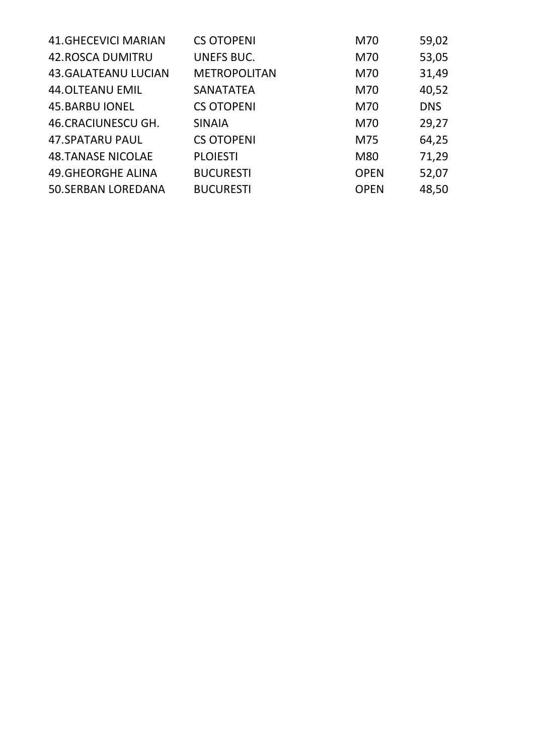| | | | |
|---|---|---|---|
| 41.GHECEVICI MARIAN | CS OTOPENI | M70 | 59,02 |
| 42.ROSCA DUMITRU | UNEFS BUC. | M70 | 53,05 |
| 43.GALATEANU LUCIAN | METROPOLITAN | M70 | 31,49 |
| 44.OLTEANU EMIL | SANATATEA | M70 | 40,52 |
| 45.BARBU IONEL | CS OTOPENI | M70 | DNS |
| 46.CRACIUNESCU GH. | SINAIA | M70 | 29,27 |
| 47.SPATARU PAUL | CS OTOPENI | M75 | 64,25 |
| 48.TANASE NICOLAE | PLOIESTI | M80 | 71,29 |
| 49.GHEORGHE ALINA | BUCURESTI | OPEN | 52,07 |
| 50.SERBAN LOREDANA | BUCURESTI | OPEN | 48,50 |